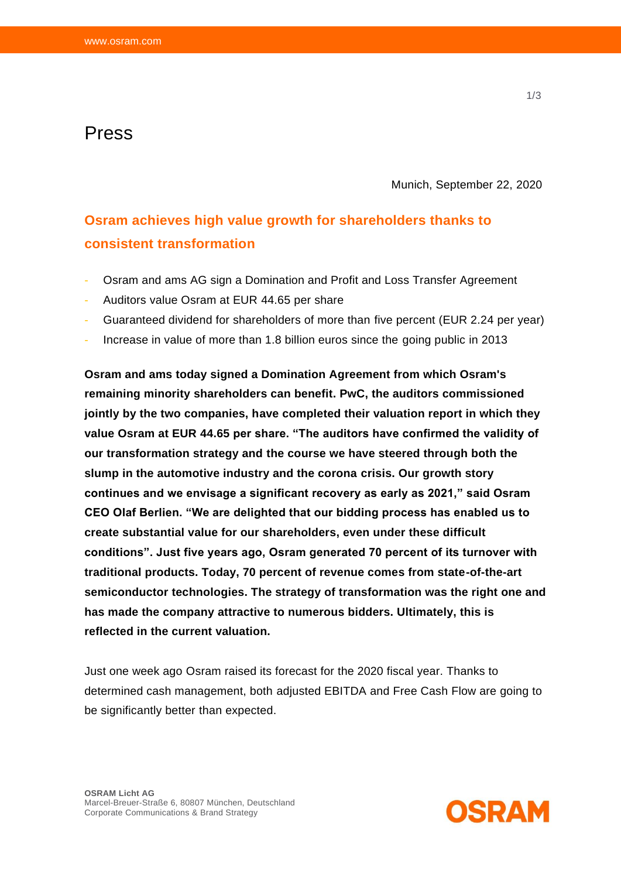# Press

Munich, September 22, 2020

## Osram achieves high value growth for shareholders thanks to consistent transformation

- Osram and ams AG sign a Domination and Profit and Loss Transfer Agreement
- Auditors value Osram at EUR 44.65 per share
- Guaranteed dividend for shareholders of more than five percent (EUR 2.24 per year)
- Increase in value of more than 1.8 billion euros since the going public in 2013

**Osram and ams today signed a Domination Agreement from which Osram's remaining minority shareholders can benefit. PwC, the auditors commissioned jointly by the two companies, have completed their valuation report in which they value Osram at EUR 44.65 per share. "The auditors have confirmed the validity of our transformation strategy and the course we have steered through both the slump in the automotive industry and the corona crisis. Our growth story continues and we envisage a significant recovery as early as 2021," said Osram CEO Olaf Berlien. "We are delighted that our bidding process has enabled us to create substantial value for our shareholders, even under these difficult conditions". Just five years ago, Osram generated 70 percent of its turnover with traditional products. Today, 70 percent of revenue comes from state-of-the-art semiconductor technologies. The strategy of transformation was the right one and has made the company attractive to numerous bidders. Ultimately, this is reflected in the current valuation.**

Just one week ago Osram raised its forecast for the 2020 fiscal year. Thanks to determined cash management, both adjusted EBITDA and Free Cash Flow are going to be significantly better than expected.

**OSRAM Licht AG**
Marcel-Breuer-Straße 6, 80807 München, Deutschland
Corporate Communications & Brand Strategy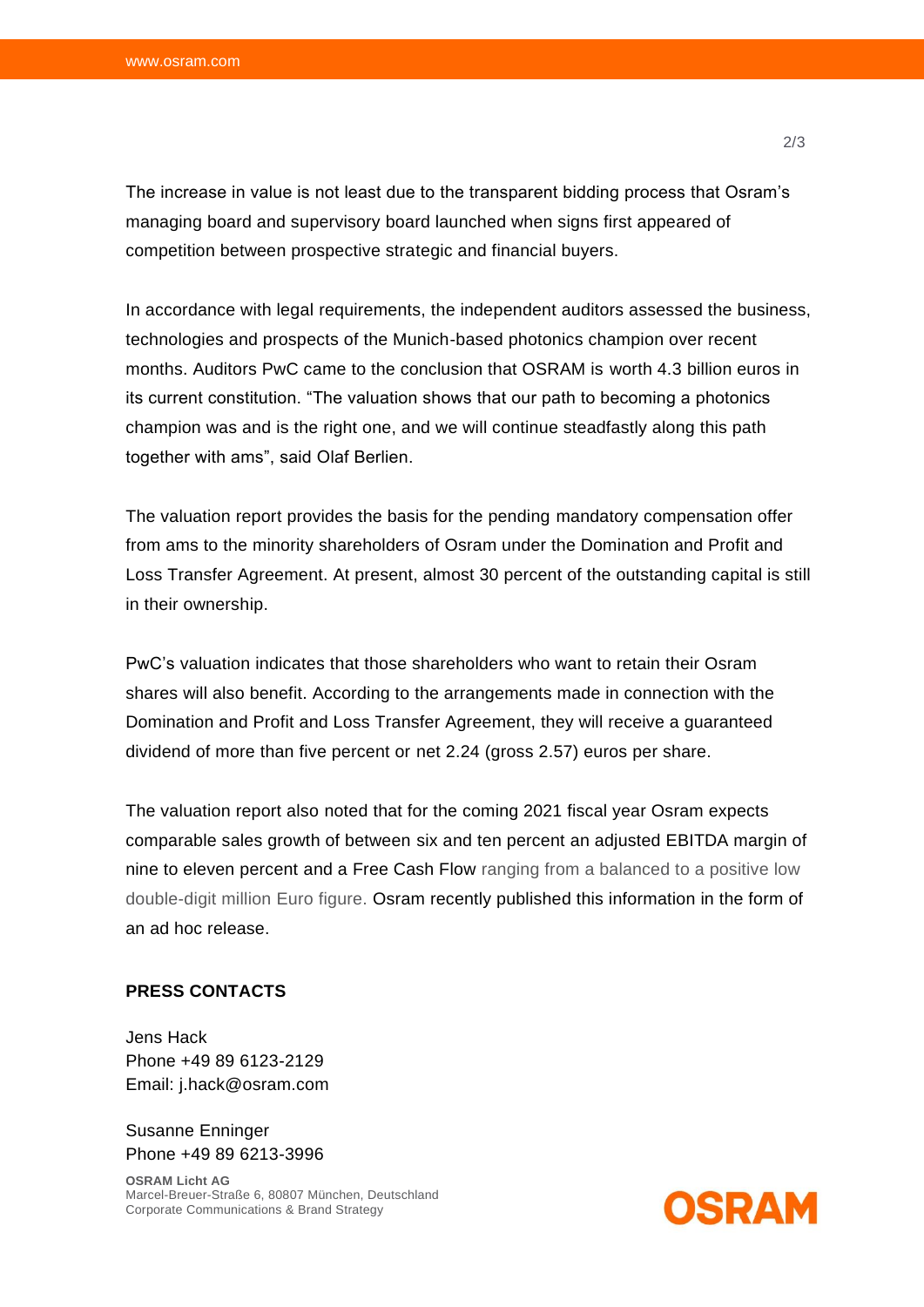The increase in value is not least due to the transparent bidding process that Osram's managing board and supervisory board launched when signs first appeared of competition between prospective strategic and financial buyers.

In accordance with legal requirements, the independent auditors assessed the business, technologies and prospects of the Munich-based photonics champion over recent months. Auditors PwC came to the conclusion that OSRAM is worth 4.3 billion euros in its current constitution. "The valuation shows that our path to becoming a photonics champion was and is the right one, and we will continue steadfastly along this path together with ams", said Olaf Berlien.

The valuation report provides the basis for the pending mandatory compensation offer from ams to the minority shareholders of Osram under the Domination and Profit and Loss Transfer Agreement. At present, almost 30 percent of the outstanding capital is still in their ownership.

PwC's valuation indicates that those shareholders who want to retain their Osram shares will also benefit. According to the arrangements made in connection with the Domination and Profit and Loss Transfer Agreement, they will receive a guaranteed dividend of more than five percent or net 2.24 (gross 2.57) euros per share.

The valuation report also noted that for the coming 2021 fiscal year Osram expects comparable sales growth of between six and ten percent an adjusted EBITDA margin of nine to eleven percent and a Free Cash Flow ranging from a balanced to a positive low double-digit million Euro figure. Osram recently published this information in the form of an ad hoc release.

**PRESS CONTACTS**

Jens Hack
Phone +49 89 6123-2129
Email: j.hack@osram.com

Susanne Enninger
Phone +49 89 6213-3996

**OSRAM Licht AG**
Marcel-Breuer-Straße 6, 80807 München, Deutschland
Corporate Communications & Brand Strategy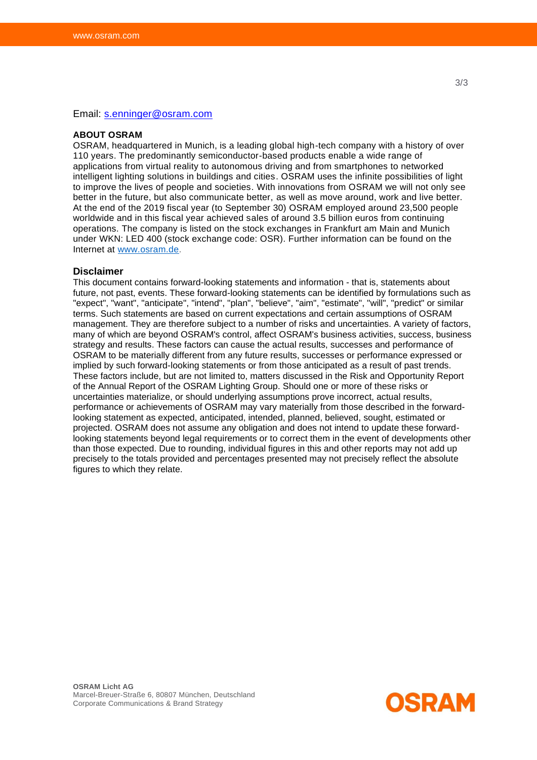Email: s.enninger@osram.com

**ABOUT OSRAM**

OSRAM, headquartered in Munich, is a leading global high-tech company with a history of over 110 years. The predominantly semiconductor-based products enable a wide range of applications from virtual reality to autonomous driving and from smartphones to networked intelligent lighting solutions in buildings and cities. OSRAM uses the infinite possibilities of light to improve the lives of people and societies. With innovations from OSRAM we will not only see better in the future, but also communicate better, as well as move around, work and live better. At the end of the 2019 fiscal year (to September 30) OSRAM employed around 23,500 people worldwide and in this fiscal year achieved sales of around 3.5 billion euros from continuing operations. The company is listed on the stock exchanges in Frankfurt am Main and Munich under WKN: LED 400 (stock exchange code: OSR). Further information can be found on the Internet at www.osram.de.

## Disclaimer

This document contains forward-looking statements and information - that is, statements about future, not past, events. These forward-looking statements can be identified by formulations such as "expect", "want", "anticipate", "intend", "plan", "believe", "aim", "estimate", "will", "predict" or similar terms. Such statements are based on current expectations and certain assumptions of OSRAM management. They are therefore subject to a number of risks and uncertainties. A variety of factors, many of which are beyond OSRAM's control, affect OSRAM's business activities, success, business strategy and results. These factors can cause the actual results, successes and performance of OSRAM to be materially different from any future results, successes or performance expressed or implied by such forward-looking statements or from those anticipated as a result of past trends. These factors include, but are not limited to, matters discussed in the Risk and Opportunity Report of the Annual Report of the OSRAM Lighting Group. Should one or more of these risks or uncertainties materialize, or should underlying assumptions prove incorrect, actual results, performance or achievements of OSRAM may vary materially from those described in the forward-looking statement as expected, anticipated, intended, planned, believed, sought, estimated or projected. OSRAM does not assume any obligation and does not intend to update these forward-looking statements beyond legal requirements or to correct them in the event of developments other than those expected. Due to rounding, individual figures in this and other reports may not add up precisely to the totals provided and percentages presented may not precisely reflect the absolute figures to which they relate.

**OSRAM Licht AG**
Marcel-Breuer-Straße 6, 80807 München, Deutschland
Corporate Communications & Brand Strategy